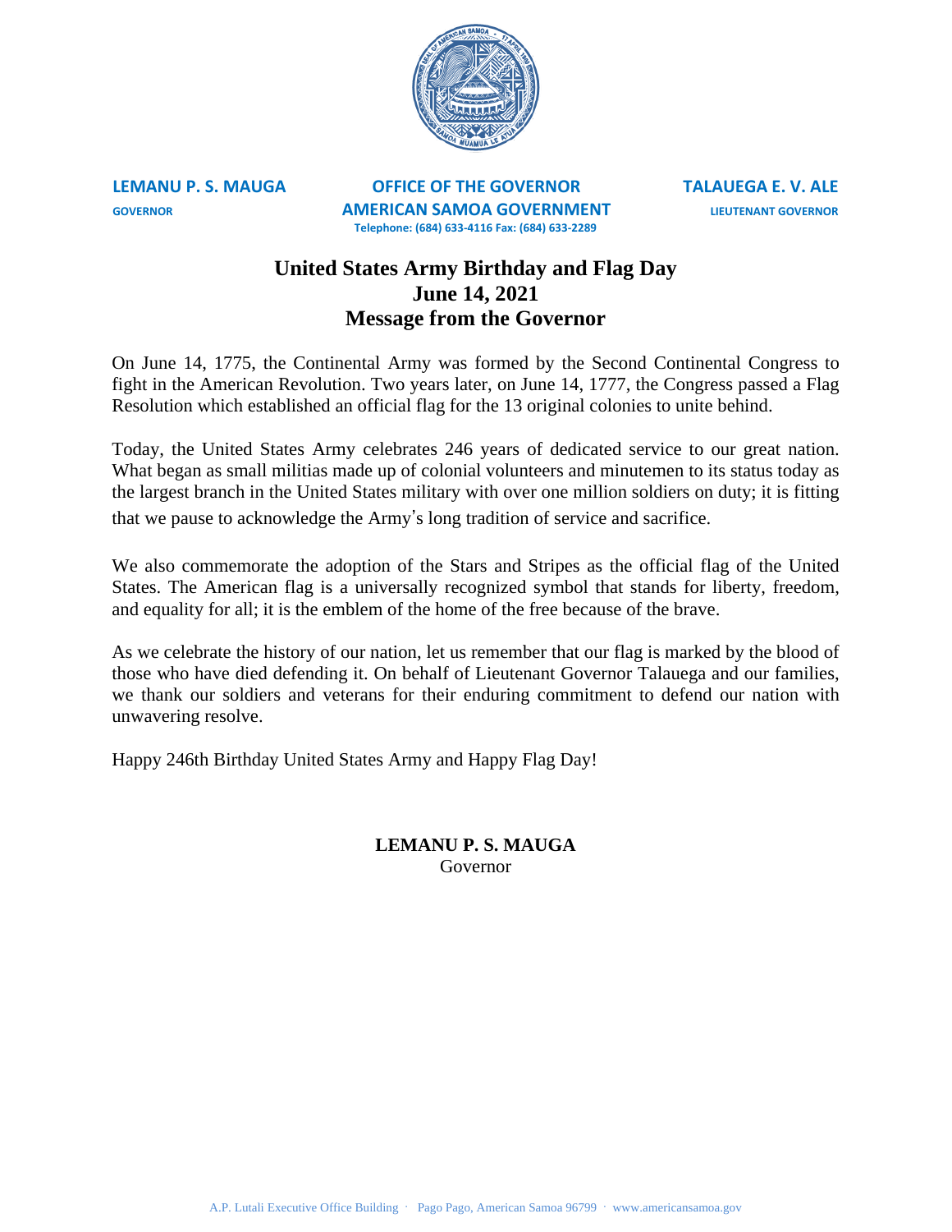**LEMANU P. S. MAUGA**
GOVERNOR

**OFFICE OF THE GOVERNOR**
**AMERICAN SAMOA GOVERNMENT**
Telephone: (684) 633-4116 Fax: (684) 633-2289

**TALAUEGA E. V. ALE**
LIEUTENANT GOVERNOR

# United States Army Birthday and Flag Day
## June 14, 2021
## Message from the Governor

On June 14, 1775, the Continental Army was formed by the Second Continental Congress to fight in the American Revolution. Two years later, on June 14, 1777, the Congress passed a Flag Resolution which established an official flag for the 13 original colonies to unite behind.

Today, the United States Army celebrates 246 years of dedicated service to our great nation. What began as small militias made up of colonial volunteers and minutemen to its status today as the largest branch in the United States military with over one million soldiers on duty; it is fitting that we pause to acknowledge the Army's long tradition of service and sacrifice.

We also commemorate the adoption of the Stars and Stripes as the official flag of the United States. The American flag is a universally recognized symbol that stands for liberty, freedom, and equality for all; it is the emblem of the home of the free because of the brave.

As we celebrate the history of our nation, let us remember that our flag is marked by the blood of those who have died defending it. On behalf of Lieutenant Governor Talauega and our families, we thank our soldiers and veterans for their enduring commitment to defend our nation with unwavering resolve.

Happy 246th Birthday United States Army and Happy Flag Day!

**LEMANU P. S. MAUGA**
Governor

A.P. Lutali Executive Office Building · Pago Pago, American Samoa 96799 · www.americansamoa.gov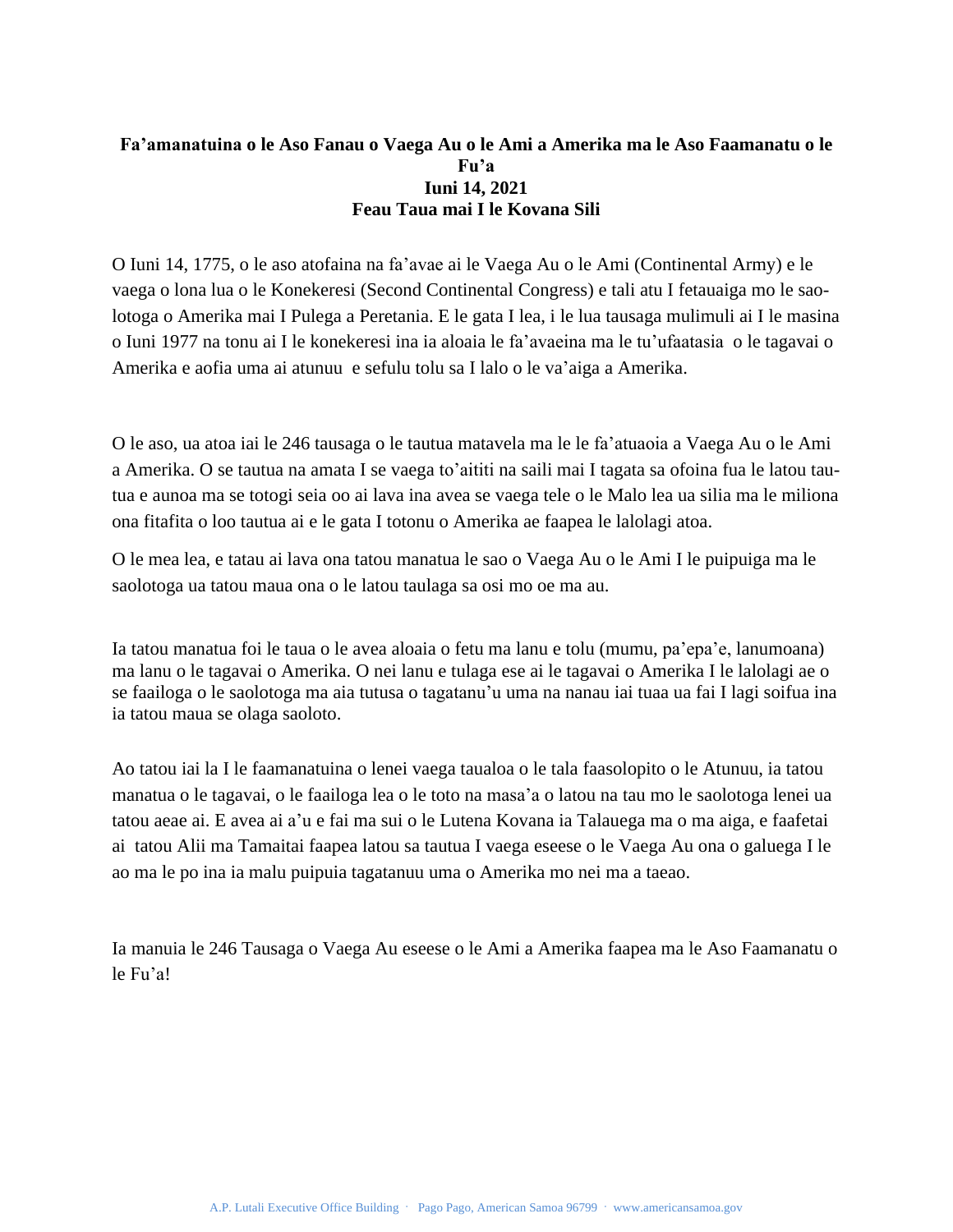**Fa'amanatuina o le Aso Fanau o Vaega Au o le Ami a Amerika ma le Aso Faamanatu o le Fu'a**
**Iuni 14, 2021**
**Feau Taua mai I le Kovana Sili**

O Iuni 14, 1775, o le aso atofaina na fa'avae ai le Vaega Au o le Ami (Continental Army) e le vaega o lona lua o le Konekeresi (Second Continental Congress) e tali atu I fetauaiga mo le saolotoga o Amerika mai I Pulega a Peretania. E le gata I lea, i le lua tausaga mulimuli ai I le masina o Iuni 1977 na tonu ai I le konekeresi ina ia aloaia le fa'avaeina ma le tu'ufaatasia o le tagavai o Amerika e aofia uma ai atunuu e sefulu tolu sa I lalo o le va'aiga a Amerika.

O le aso, ua atoa iai le 246 tausaga o le tautua matavela ma le le fa'atuaoia a Vaega Au o le Ami a Amerika. O se tautua na amata I se vaega to'aititi na saili mai I tagata sa ofoina fua le latou tautua e aunoa ma se totogi seia oo ai lava ina avea se vaega tele o le Malo lea ua silia ma le miliona ona fitafita o loo tautua ai e le gata I totonu o Amerika ae faapea le lalolagi atoa.

O le mea lea, e tatau ai lava ona tatou manatua le sao o Vaega Au o le Ami I le puipuiga ma le saolotoga ua tatou maua ona o le latou taulaga sa osi mo oe ma au.

Ia tatou manatua foi le taua o le avea aloaia o fetu ma lanu e tolu (mumu, pa'epa'e, lanumoana) ma lanu o le tagavai o Amerika. O nei lanu e tulaga ese ai le tagavai o Amerika I le lalolagi ae o se faailoga o le saolotoga ma aia tutusa o tagatanu'u uma na nanau iai tuaa ua fai I lagi soifua ina ia tatou maua se olaga saoloto.

Ao tatou iai la I le faamanatuina o lenei vaega taualoa o le tala faasolopito o le Atunuu, ia tatou manatua o le tagavai, o le faailoga lea o le toto na masa'a o latou na tau mo le saolotoga lenei ua tatou aeae ai. E avea ai a'u e fai ma sui o le Lutena Kovana ia Talauega ma o ma aiga, e faafetai ai tatou Alii ma Tamaitai faapea latou sa tautua I vaega eseese o le Vaega Au ona o galuega I le ao ma le po ina ia malu puipuia tagatanuu uma o Amerika mo nei ma a taeao.

Ia manuia le 246 Tausaga o Vaega Au eseese o le Ami a Amerika faapea ma le Aso Faamanatu o le Fu'a!